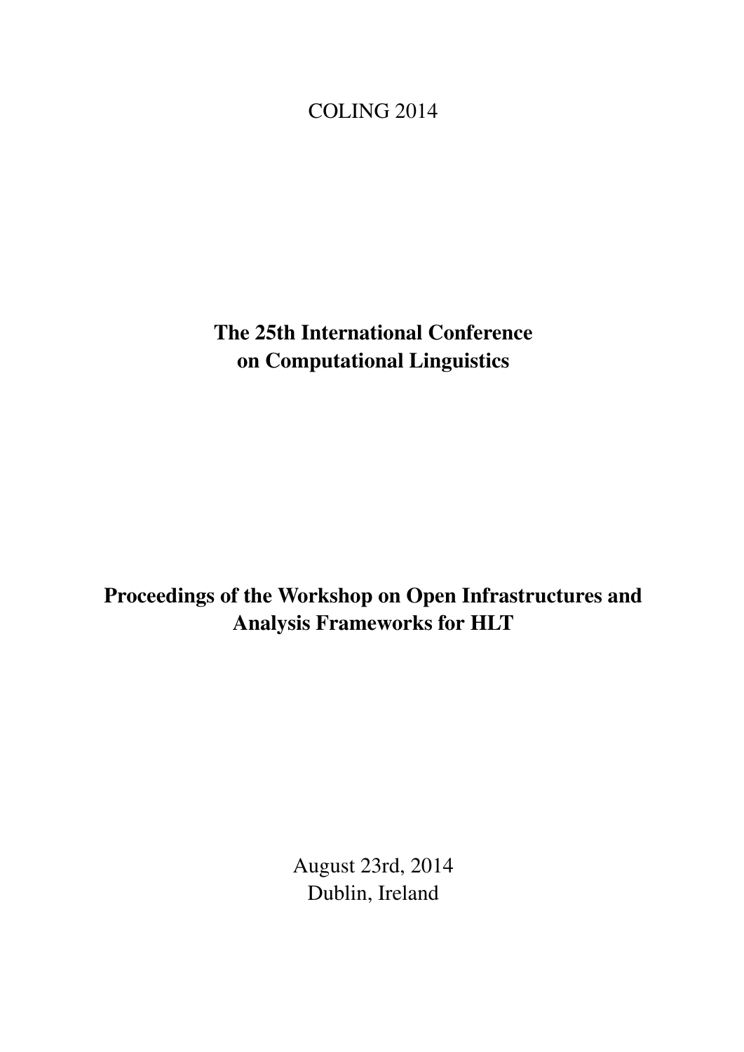COLING 2014

# The 25th International Conference on Computational Linguistics

# Proceedings of the Workshop on Open Infrastructures and Analysis Frameworks for HLT

August 23rd, 2014
Dublin, Ireland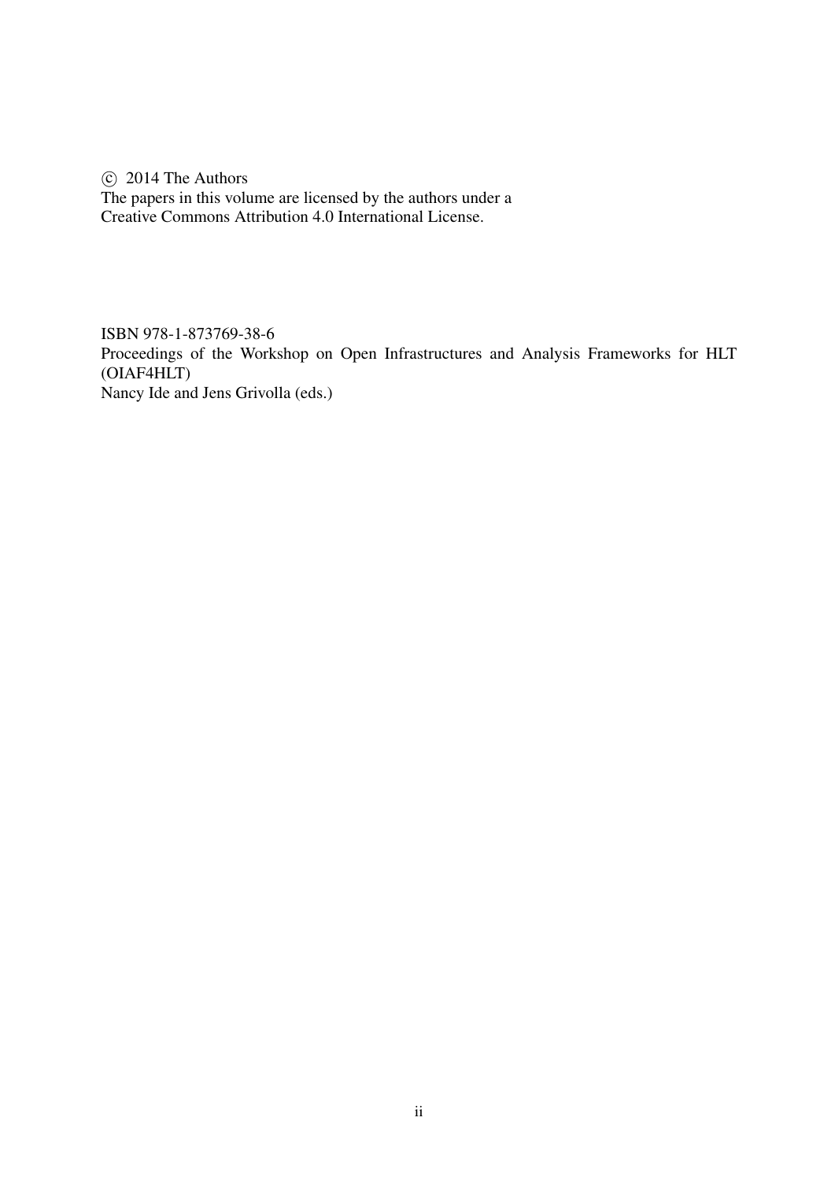© 2014 The Authors
The papers in this volume are licensed by the authors under a
Creative Commons Attribution 4.0 International License.

ISBN 978-1-873769-38-6
Proceedings of the Workshop on Open Infrastructures and Analysis Frameworks for HLT (OIAF4HLT)
Nancy Ide and Jens Grivolla (eds.)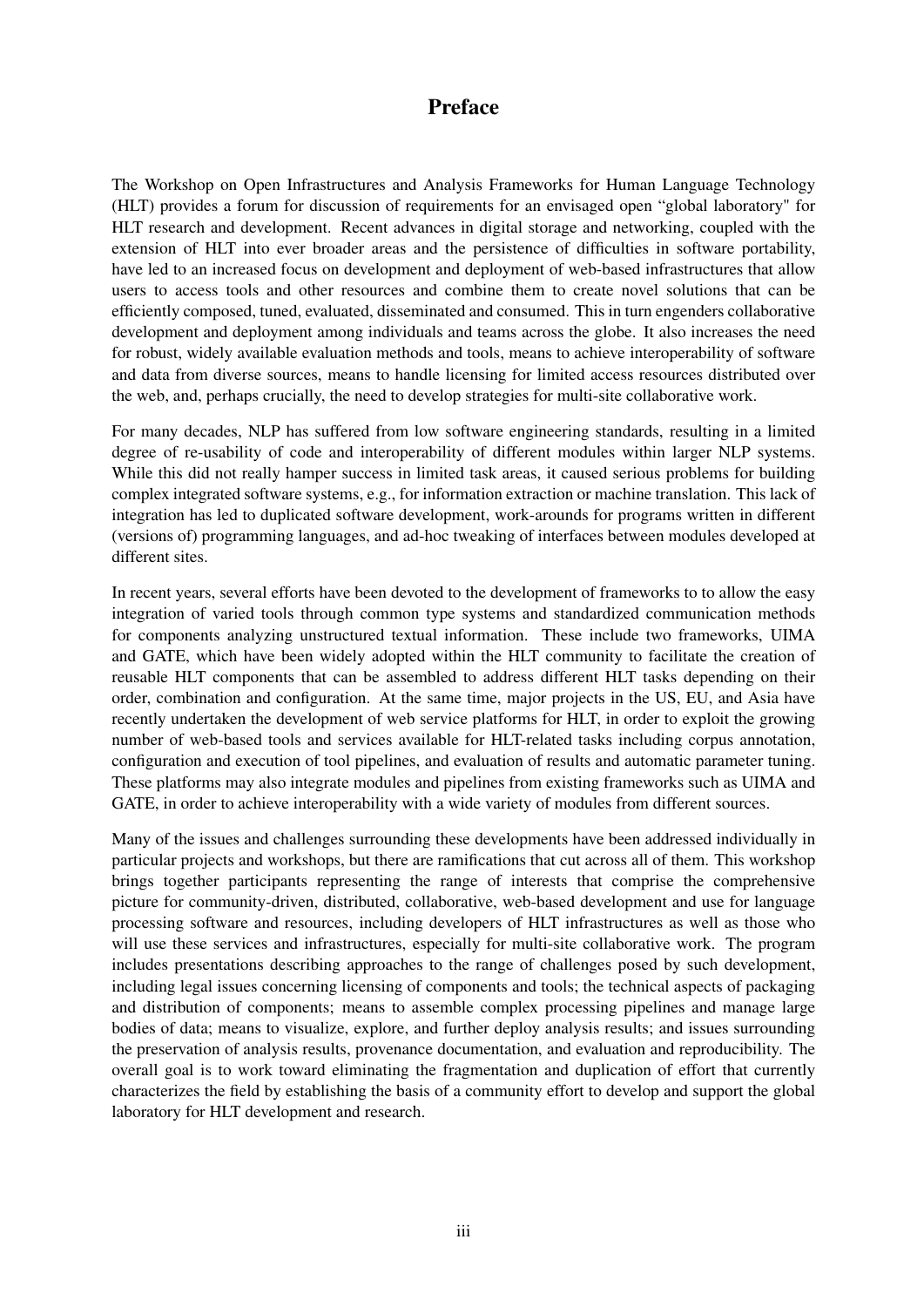# Preface

The Workshop on Open Infrastructures and Analysis Frameworks for Human Language Technology (HLT) provides a forum for discussion of requirements for an envisaged open "global laboratory" for HLT research and development. Recent advances in digital storage and networking, coupled with the extension of HLT into ever broader areas and the persistence of difficulties in software portability, have led to an increased focus on development and deployment of web-based infrastructures that allow users to access tools and other resources and combine them to create novel solutions that can be efficiently composed, tuned, evaluated, disseminated and consumed. This in turn engenders collaborative development and deployment among individuals and teams across the globe. It also increases the need for robust, widely available evaluation methods and tools, means to achieve interoperability of software and data from diverse sources, means to handle licensing for limited access resources distributed over the web, and, perhaps crucially, the need to develop strategies for multi-site collaborative work.

For many decades, NLP has suffered from low software engineering standards, resulting in a limited degree of re-usability of code and interoperability of different modules within larger NLP systems. While this did not really hamper success in limited task areas, it caused serious problems for building complex integrated software systems, e.g., for information extraction or machine translation. This lack of integration has led to duplicated software development, work-arounds for programs written in different (versions of) programming languages, and ad-hoc tweaking of interfaces between modules developed at different sites.

In recent years, several efforts have been devoted to the development of frameworks to to allow the easy integration of varied tools through common type systems and standardized communication methods for components analyzing unstructured textual information. These include two frameworks, UIMA and GATE, which have been widely adopted within the HLT community to facilitate the creation of reusable HLT components that can be assembled to address different HLT tasks depending on their order, combination and configuration. At the same time, major projects in the US, EU, and Asia have recently undertaken the development of web service platforms for HLT, in order to exploit the growing number of web-based tools and services available for HLT-related tasks including corpus annotation, configuration and execution of tool pipelines, and evaluation of results and automatic parameter tuning. These platforms may also integrate modules and pipelines from existing frameworks such as UIMA and GATE, in order to achieve interoperability with a wide variety of modules from different sources.

Many of the issues and challenges surrounding these developments have been addressed individually in particular projects and workshops, but there are ramifications that cut across all of them. This workshop brings together participants representing the range of interests that comprise the comprehensive picture for community-driven, distributed, collaborative, web-based development and use for language processing software and resources, including developers of HLT infrastructures as well as those who will use these services and infrastructures, especially for multi-site collaborative work. The program includes presentations describing approaches to the range of challenges posed by such development, including legal issues concerning licensing of components and tools; the technical aspects of packaging and distribution of components; means to assemble complex processing pipelines and manage large bodies of data; means to visualize, explore, and further deploy analysis results; and issues surrounding the preservation of analysis results, provenance documentation, and evaluation and reproducibility. The overall goal is to work toward eliminating the fragmentation and duplication of effort that currently characterizes the field by establishing the basis of a community effort to develop and support the global laboratory for HLT development and research.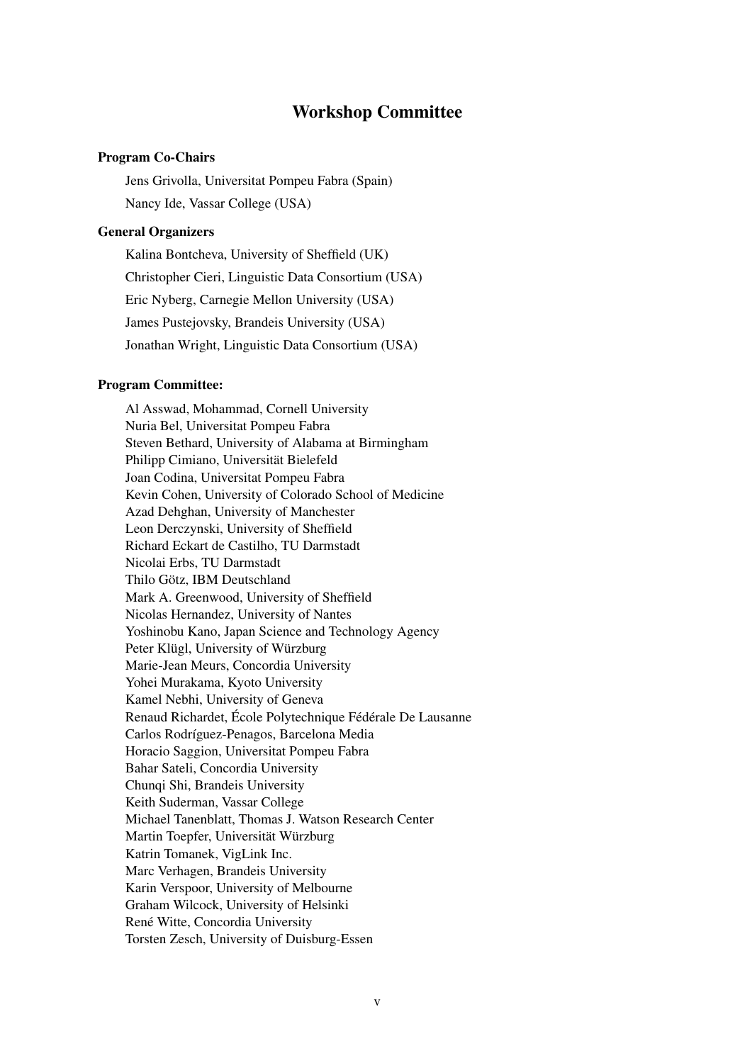# Workshop Committee

**Program Co-Chairs**

Jens Grivolla, Universitat Pompeu Fabra (Spain)

Nancy Ide, Vassar College (USA)

**General Organizers**

Kalina Bontcheva, University of Sheffield (UK)

Christopher Cieri, Linguistic Data Consortium (USA)

Eric Nyberg, Carnegie Mellon University (USA)

James Pustejovsky, Brandeis University (USA)

Jonathan Wright, Linguistic Data Consortium (USA)

**Program Committee:**

Al Asswad, Mohammad, Cornell University
Nuria Bel, Universitat Pompeu Fabra
Steven Bethard, University of Alabama at Birmingham
Philipp Cimiano, Universität Bielefeld
Joan Codina, Universitat Pompeu Fabra
Kevin Cohen, University of Colorado School of Medicine
Azad Dehghan, University of Manchester
Leon Derczynski, University of Sheffield
Richard Eckart de Castilho, TU Darmstadt
Nicolai Erbs, TU Darmstadt
Thilo Götz, IBM Deutschland
Mark A. Greenwood, University of Sheffield
Nicolas Hernandez, University of Nantes
Yoshinobu Kano, Japan Science and Technology Agency
Peter Klügl, University of Würzburg
Marie-Jean Meurs, Concordia University
Yohei Murakama, Kyoto University
Kamel Nebhi, University of Geneva
Renaud Richardet, École Polytechnique Fédérale De Lausanne
Carlos Rodríguez-Penagos, Barcelona Media
Horacio Saggion, Universitat Pompeu Fabra
Bahar Sateli, Concordia University
Chunqi Shi, Brandeis University
Keith Suderman, Vassar College
Michael Tanenblatt, Thomas J. Watson Research Center
Martin Toepfer, Universität Würzburg
Katrin Tomanek, VigLink Inc.
Marc Verhagen, Brandeis University
Karin Verspoor, University of Melbourne
Graham Wilcock, University of Helsinki
René Witte, Concordia University
Torsten Zesch, University of Duisburg-Essen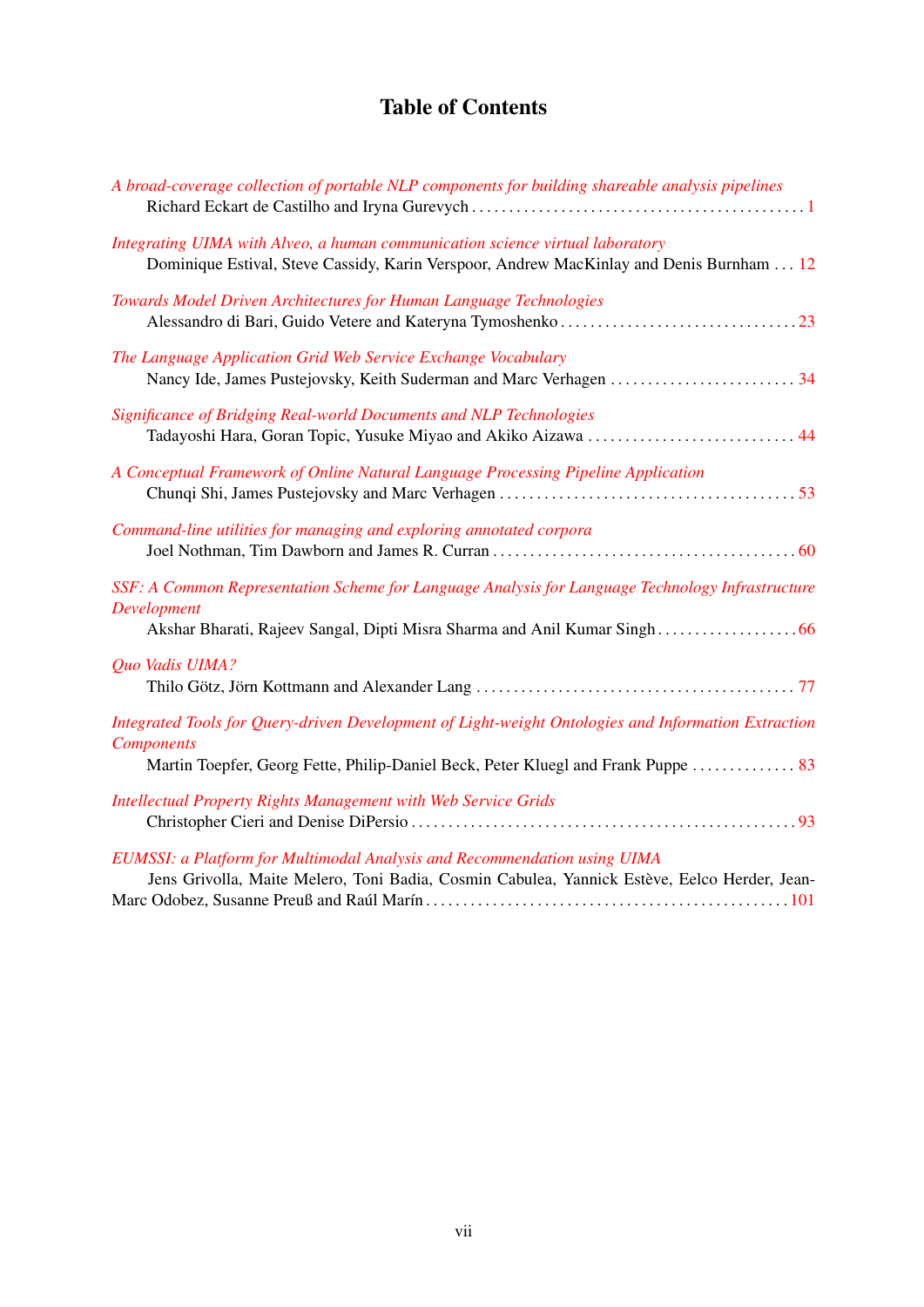# Table of Contents

*A broad-coverage collection of portable NLP components for building shareable analysis pipelines*
Richard Eckart de Castilho and Iryna Gurevych . . . . . . . . . . . . . . . . . . . . . . . . . . . . . . . . . . . . . . . . . . . . 1

*Integrating UIMA with Alveo, a human communication science virtual laboratory*
Dominique Estival, Steve Cassidy, Karin Verspoor, Andrew MacKinlay and Denis Burnham . . . 12

*Towards Model Driven Architectures for Human Language Technologies*
Alessandro di Bari, Guido Vetere and Kateryna Tymoshenko . . . . . . . . . . . . . . . . . . . . . . . . . . . . . . . . 23

*The Language Application Grid Web Service Exchange Vocabulary*
Nancy Ide, James Pustejovsky, Keith Suderman and Marc Verhagen . . . . . . . . . . . . . . . . . . . . . . . . . 34

*Significance of Bridging Real-world Documents and NLP Technologies*
Tadayoshi Hara, Goran Topic, Yusuke Miyao and Akiko Aizawa . . . . . . . . . . . . . . . . . . . . . . . . . . . . 44

*A Conceptual Framework of Online Natural Language Processing Pipeline Application*
Chunqi Shi, James Pustejovsky and Marc Verhagen . . . . . . . . . . . . . . . . . . . . . . . . . . . . . . . . . . . . . . . 53

*Command-line utilities for managing and exploring annotated corpora*
Joel Nothman, Tim Dawborn and James R. Curran . . . . . . . . . . . . . . . . . . . . . . . . . . . . . . . . . . . . . . . . 60

*SSF: A Common Representation Scheme for Language Analysis for Language Technology Infrastructure Development*
Akshar Bharati, Rajeev Sangal, Dipti Misra Sharma and Anil Kumar Singh . . . . . . . . . . . . . . . . . . . 66

*Quo Vadis UIMA?*
Thilo Götz, Jörn Kottmann and Alexander Lang . . . . . . . . . . . . . . . . . . . . . . . . . . . . . . . . . . . . . . . . . . 77

*Integrated Tools for Query-driven Development of Light-weight Ontologies and Information Extraction Components*
Martin Toepfer, Georg Fette, Philip-Daniel Beck, Peter Kluegl and Frank Puppe . . . . . . . . . . . . . . 83

*Intellectual Property Rights Management with Web Service Grids*
Christopher Cieri and Denise DiPersio . . . . . . . . . . . . . . . . . . . . . . . . . . . . . . . . . . . . . . . . . . . . . . . . . . . 93

*EUMSSI: a Platform for Multimodal Analysis and Recommendation using UIMA*
Jens Grivolla, Maite Melero, Toni Badia, Cosmin Cabulea, Yannick Estève, Eelco Herder, Jean-Marc Odobez, Susanne Preuß and Raúl Marín . . . . . . . . . . . . . . . . . . . . . . . . . . . . . . . . . . . . . . . . . . . . . 101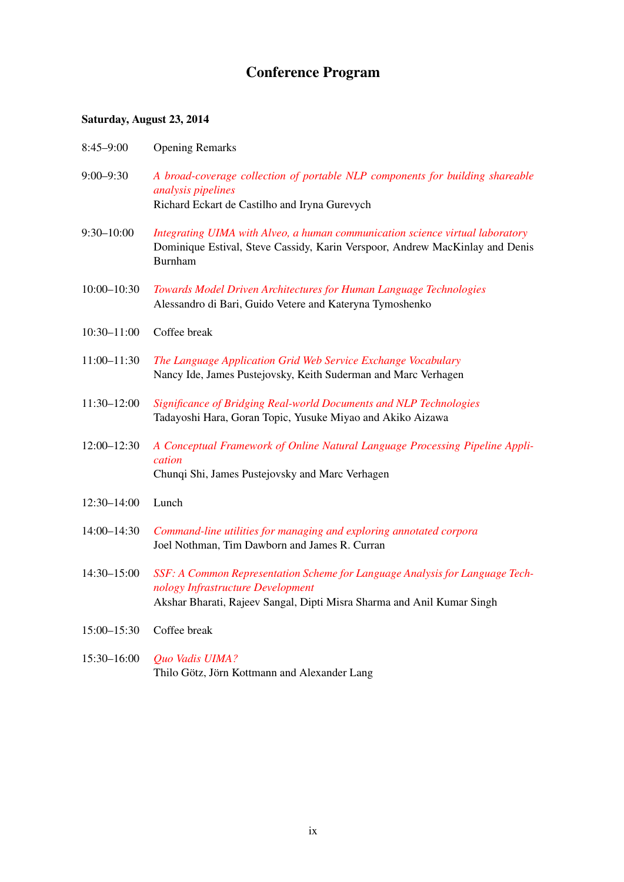# Conference Program

**Saturday, August 23, 2014**

8:45–9:00 Opening Remarks

9:00–9:30 *A broad-coverage collection of portable NLP components for building shareable analysis pipelines*
Richard Eckart de Castilho and Iryna Gurevych

9:30–10:00 *Integrating UIMA with Alveo, a human communication science virtual laboratory*
Dominique Estival, Steve Cassidy, Karin Verspoor, Andrew MacKinlay and Denis Burnham

10:00–10:30 *Towards Model Driven Architectures for Human Language Technologies*
Alessandro di Bari, Guido Vetere and Kateryna Tymoshenko

10:30–11:00 Coffee break

11:00–11:30 *The Language Application Grid Web Service Exchange Vocabulary*
Nancy Ide, James Pustejovsky, Keith Suderman and Marc Verhagen

11:30–12:00 *Significance of Bridging Real-world Documents and NLP Technologies*
Tadayoshi Hara, Goran Topic, Yusuke Miyao and Akiko Aizawa

12:00–12:30 *A Conceptual Framework of Online Natural Language Processing Pipeline Application*
Chunqi Shi, James Pustejovsky and Marc Verhagen

12:30–14:00 Lunch

14:00–14:30 *Command-line utilities for managing and exploring annotated corpora*
Joel Nothman, Tim Dawborn and James R. Curran

14:30–15:00 *SSF: A Common Representation Scheme for Language Analysis for Language Technology Infrastructure Development*
Akshar Bharati, Rajeev Sangal, Dipti Misra Sharma and Anil Kumar Singh

15:00–15:30 Coffee break

15:30–16:00 *Quo Vadis UIMA?*
Thilo Götz, Jörn Kottmann and Alexander Lang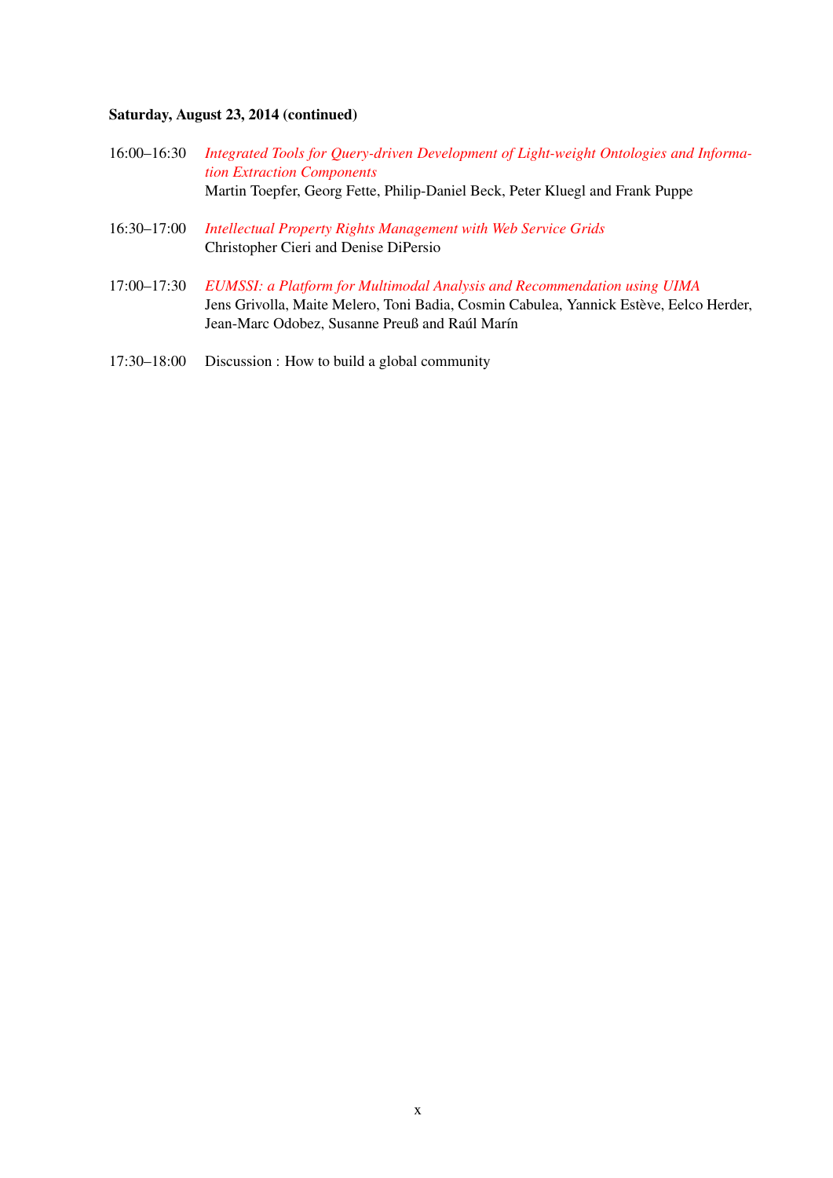**Saturday, August 23, 2014 (continued)**

16:00–16:30 *Integrated Tools for Query-driven Development of Light-weight Ontologies and Information Extraction Components*
Martin Toepfer, Georg Fette, Philip-Daniel Beck, Peter Kluegl and Frank Puppe

16:30–17:00 *Intellectual Property Rights Management with Web Service Grids*
Christopher Cieri and Denise DiPersio

17:00–17:30 *EUMSSI: a Platform for Multimodal Analysis and Recommendation using UIMA*
Jens Grivolla, Maite Melero, Toni Badia, Cosmin Cabulea, Yannick Estève, Eelco Herder, Jean-Marc Odobez, Susanne Preuß and Raúl Marín

17:30–18:00 Discussion : How to build a global community